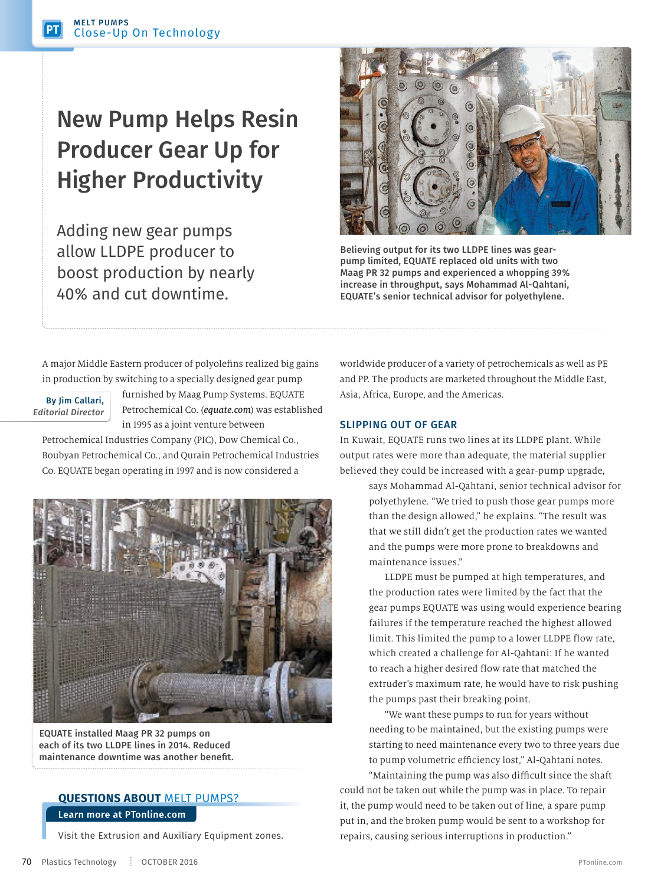# New Pump Helps Resin Producer Gear Up for Higher Productivity

Adding new gear pumps allow LLDPE producer to boost production by nearly 40% and cut downtime.

Believing output for its two LLDPE lines was gear-pump limited, EQUATE replaced old units with two Maag PR 32 pumps and experienced a whopping 39% increase in throughput, says Mohammad Al-Qahtani, EQUATE's senior technical advisor for polyethylene.

**By Jim Callari, *Editorial Director***

A major Middle Eastern producer of polyolefins realized big gains in production by switching to a specially designed gear pump furnished by Maag Pump Systems. EQUATE Petrochemical Co. (*equate.com*) was established in 1995 as a joint venture between Petrochemical Industries Company (PIC), Dow Chemical Co., Boubyan Petrochemical Co., and Qurain Petrochemical Industries Co. EQUATE began operating in 1997 and is now considered a worldwide producer of a variety of petrochemicals as well as PE and PP. The products are marketed throughout the Middle East, Asia, Africa, Europe, and the Americas.

EQUATE installed Maag PR 32 pumps on each of its two LLDPE lines in 2014. Reduced maintenance downtime was another benefit.

## SLIPPING OUT OF GEAR

In Kuwait, EQUATE runs two lines at its LLDPE plant. While output rates were more than adequate, the material supplier believed they could be increased with a gear-pump upgrade, says Mohammad Al-Qahtani, senior technical advisor for polyethylene. "We tried to push those gear pumps more than the design allowed," he explains. "The result was that we still didn't get the production rates we wanted and the pumps were more prone to breakdowns and maintenance issues."

LLDPE must be pumped at high temperatures, and the production rates were limited by the fact that the gear pumps EQUATE was using would experience bearing failures if the temperature reached the highest allowed limit. This limited the pump to a lower LLDPE flow rate, which created a challenge for Al-Qahtani: If he wanted to reach a higher desired flow rate that matched the extruder's maximum rate, he would have to risk pushing the pumps past their breaking point.

"We want these pumps to run for years without needing to be maintained, but the existing pumps were starting to need maintenance every two to three years due to pump volumetric efficiency lost," Al-Qahtani notes. "Maintaining the pump was also difficult since the shaft could not be taken out while the pump was in place. To repair it, the pump would need to be taken out of line, a spare pump put in, and the broken pump would be sent to a workshop for repairs, causing serious interruptions in production."

**QUESTIONS ABOUT MELT PUMPS?**

**Learn more at PTonline.com**

Visit the Extrusion and Auxiliary Equipment zones.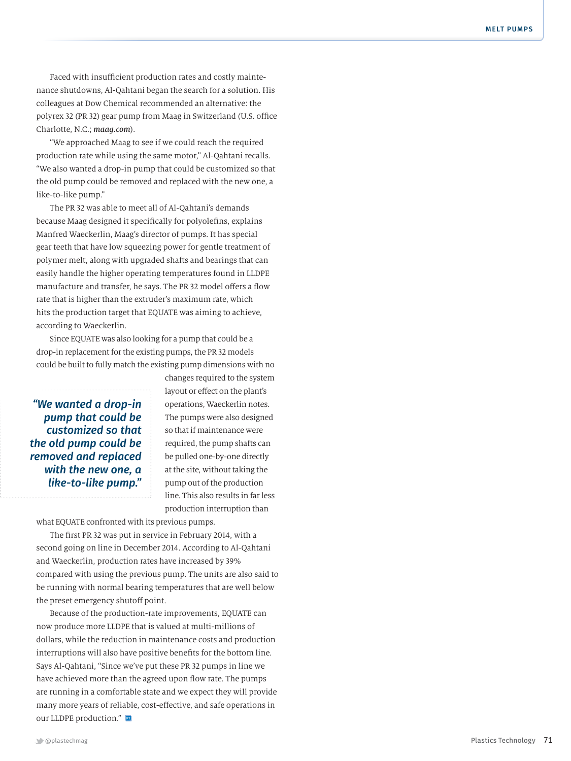Faced with insufficient production rates and costly maintenance shutdowns, Al-Qahtani began the search for a solution. His colleagues at Dow Chemical recommended an alternative: the polyrex 32 (PR 32) gear pump from Maag in Switzerland (U.S. office Charlotte, N.C.; *maag.com*).

"We approached Maag to see if we could reach the required production rate while using the same motor," Al-Qahtani recalls. "We also wanted a drop-in pump that could be customized so that the old pump could be removed and replaced with the new one, a like-to-like pump."

The PR 32 was able to meet all of Al-Qahtani's demands because Maag designed it specifically for polyolefins, explains Manfred Waeckerlin, Maag's director of pumps. It has special gear teeth that have low squeezing power for gentle treatment of polymer melt, along with upgraded shafts and bearings that can easily handle the higher operating temperatures found in LLDPE manufacture and transfer, he says. The PR 32 model offers a flow rate that is higher than the extruder's maximum rate, which hits the production target that EQUATE was aiming to achieve, according to Waeckerlin.

Since EQUATE was also looking for a pump that could be a drop-in replacement for the existing pumps, the PR 32 models could be built to fully match the existing pump dimensions with no changes required to the system layout or effect on the plant's operations, Waeckerlin notes. The pumps were also designed so that if maintenance were required, the pump shafts can be pulled one-by-one directly at the site, without taking the pump out of the production line. This also results in far less production interruption than what EQUATE confronted with its previous pumps.

> ***"We wanted a drop-in pump that could be customized so that the old pump could be removed and replaced with the new one, a like-to-like pump."***

The first PR 32 was put in service in February 2014, with a second going on line in December 2014. According to Al-Qahtani and Waeckerlin, production rates have increased by 39% compared with using the previous pump. The units are also said to be running with normal bearing temperatures that are well below the preset emergency shutoff point.

Because of the production-rate improvements, EQUATE can now produce more LLDPE that is valued at multi-millions of dollars, while the reduction in maintenance costs and production interruptions will also have positive benefits for the bottom line. Says Al-Qahtani, "Since we've put these PR 32 pumps in line we have achieved more than the agreed upon flow rate. The pumps are running in a comfortable state and we expect they will provide many more years of reliable, cost-effective, and safe operations in our LLDPE production."